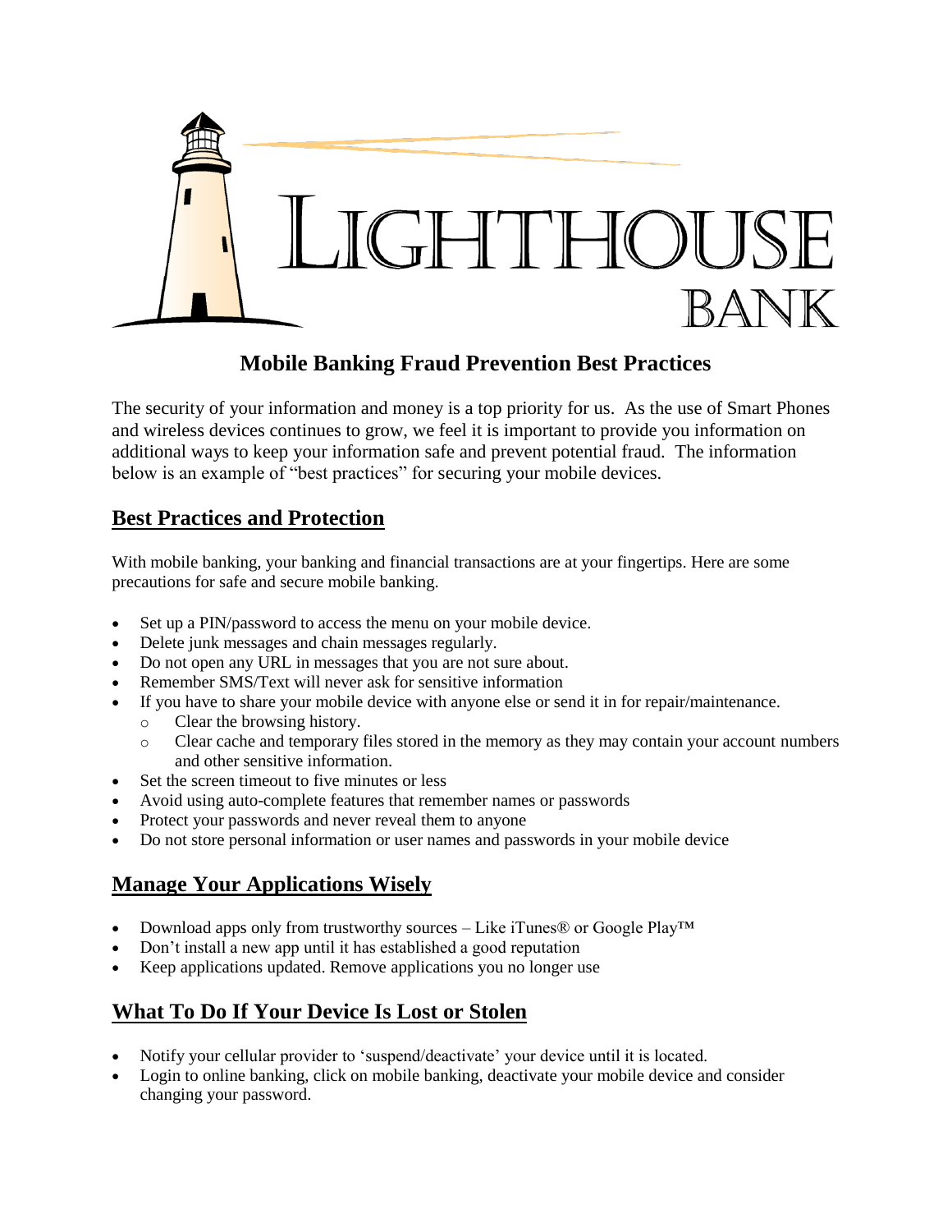LIGHTHOUSE BANK

# Mobile Banking Fraud Prevention Best Practices

The security of your information and money is a top priority for us. As the use of Smart Phones and wireless devices continues to grow, we feel it is important to provide you information on additional ways to keep your information safe and prevent potential fraud. The information below is an example of "best practices" for securing your mobile devices.

## Best Practices and Protection

With mobile banking, your banking and financial transactions are at your fingertips. Here are some precautions for safe and secure mobile banking.

- Set up a PIN/password to access the menu on your mobile device.
- Delete junk messages and chain messages regularly.
- Do not open any URL in messages that you are not sure about.
- Remember SMS/Text will never ask for sensitive information
- If you have to share your mobile device with anyone else or send it in for repair/maintenance.
  - Clear the browsing history.
  - Clear cache and temporary files stored in the memory as they may contain your account numbers and other sensitive information.
- Set the screen timeout to five minutes or less
- Avoid using auto-complete features that remember names or passwords
- Protect your passwords and never reveal them to anyone
- Do not store personal information or user names and passwords in your mobile device

## Manage Your Applications Wisely

- Download apps only from trustworthy sources – Like iTunes® or Google Play™
- Don't install a new app until it has established a good reputation
- Keep applications updated. Remove applications you no longer use

## What To Do If Your Device Is Lost or Stolen

- Notify your cellular provider to 'suspend/deactivate' your device until it is located.
- Login to online banking, click on mobile banking, deactivate your mobile device and consider changing your password.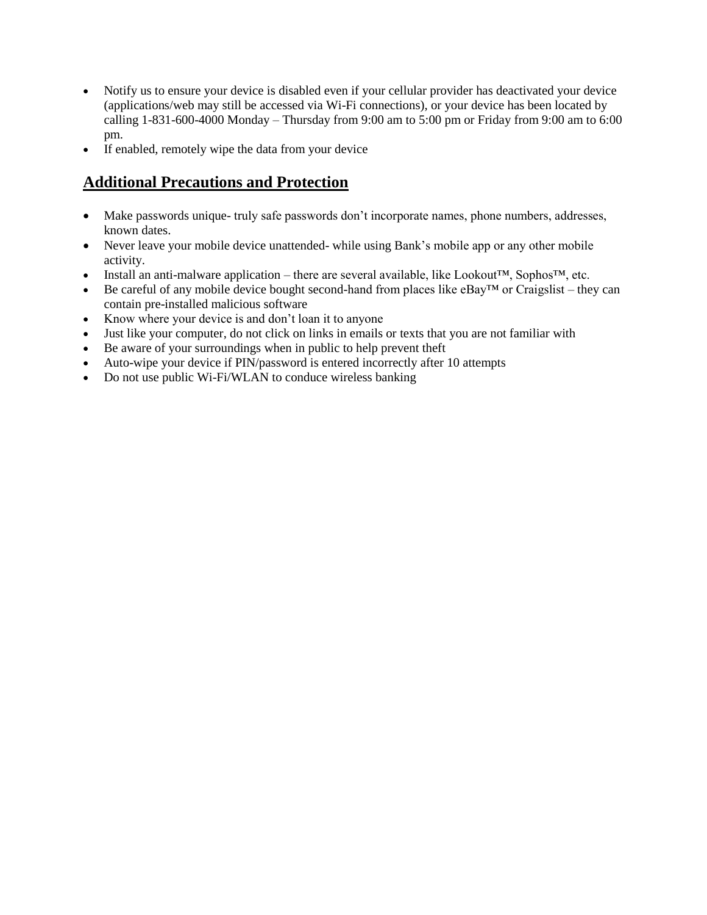- Notify us to ensure your device is disabled even if your cellular provider has deactivated your device (applications/web may still be accessed via Wi-Fi connections), or your device has been located by calling 1-831-600-4000 Monday – Thursday from 9:00 am to 5:00 pm or Friday from 9:00 am to 6:00 pm.
- If enabled, remotely wipe the data from your device

## Additional Precautions and Protection

- Make passwords unique- truly safe passwords don't incorporate names, phone numbers, addresses, known dates.
- Never leave your mobile device unattended- while using Bank's mobile app or any other mobile activity.
- Install an anti-malware application – there are several available, like Lookout™, Sophos™, etc.
- Be careful of any mobile device bought second-hand from places like eBay™ or Craigslist – they can contain pre-installed malicious software
- Know where your device is and don't loan it to anyone
- Just like your computer, do not click on links in emails or texts that you are not familiar with
- Be aware of your surroundings when in public to help prevent theft
- Auto-wipe your device if PIN/password is entered incorrectly after 10 attempts
- Do not use public Wi-Fi/WLAN to conduce wireless banking